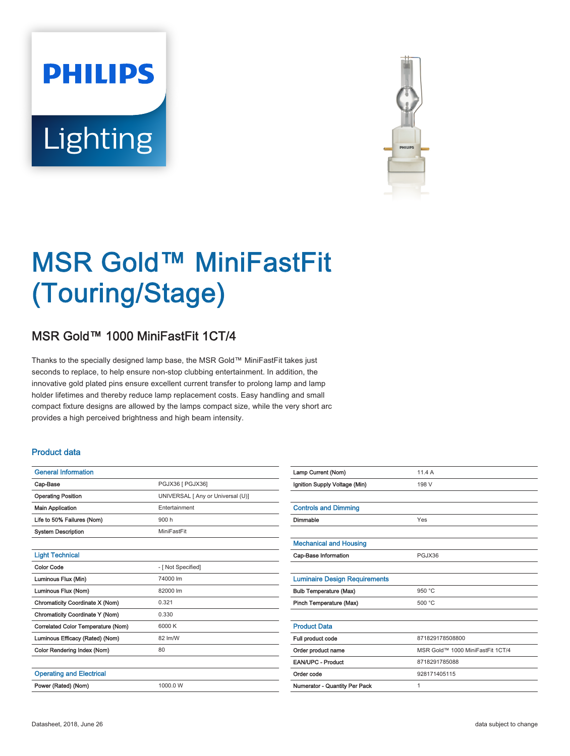# MSR Gold™ MiniFastFit (Touring/Stage)

## MSR Gold™ 1000 MiniFastFit 1CT/4

Thanks to the specially designed lamp base, the MSR Gold™ MiniFastFit takes just seconds to replace, to help ensure non-stop clubbing entertainment. In addition, the innovative gold plated pins ensure excellent current transfer to prolong lamp and lamp holder lifetimes and thereby reduce lamp replacement costs. Easy handling and small compact fixture designs are allowed by the lamps compact size, while the very short arc provides a high perceived brightness and high beam intensity.

### Product data

| General Information | |
|---|---|
| Cap-Base | PGJX36 [ PGJX36] |
| Operating Position | UNIVERSAL [ Any or Universal (U)] |
| Main Application | Entertainment |
| Life to 50% Failures (Nom) | 900 h |
| System Description | MiniFastFit |

| Light Technical | |
|---|---|
| Color Code | - [ Not Specified] |
| Luminous Flux (Min) | 74000 lm |
| Luminous Flux (Nom) | 82000 lm |
| Chromaticity Coordinate X (Nom) | 0.321 |
| Chromaticity Coordinate Y (Nom) | 0.330 |
| Correlated Color Temperature (Nom) | 6000 K |
| Luminous Efficacy (Rated) (Nom) | 82 lm/W |
| Color Rendering Index (Nom) | 80 |

| Operating and Electrical | |
|---|---|
| Power (Rated) (Nom) | 1000.0 W |
| Lamp Current (Nom) | 11.4 A |
| Ignition Supply Voltage (Min) | 198 V |

| Controls and Dimming | |
|---|---|
| Dimmable | Yes |

| Mechanical and Housing | |
|---|---|
| Cap-Base Information | PGJX36 |

| Luminaire Design Requirements | |
|---|---|
| Bulb Temperature (Max) | 950 °C |
| Pinch Temperature (Max) | 500 °C |

| Product Data | |
|---|---|
| Full product code | 871829178508800 |
| Order product name | MSR Gold™ 1000 MiniFastFit 1CT/4 |
| EAN/UPC - Product | 8718291785088 |
| Order code | 928171405115 |
| Numerator - Quantity Per Pack | 1 |

Datasheet, 2018, June 26

data subject to change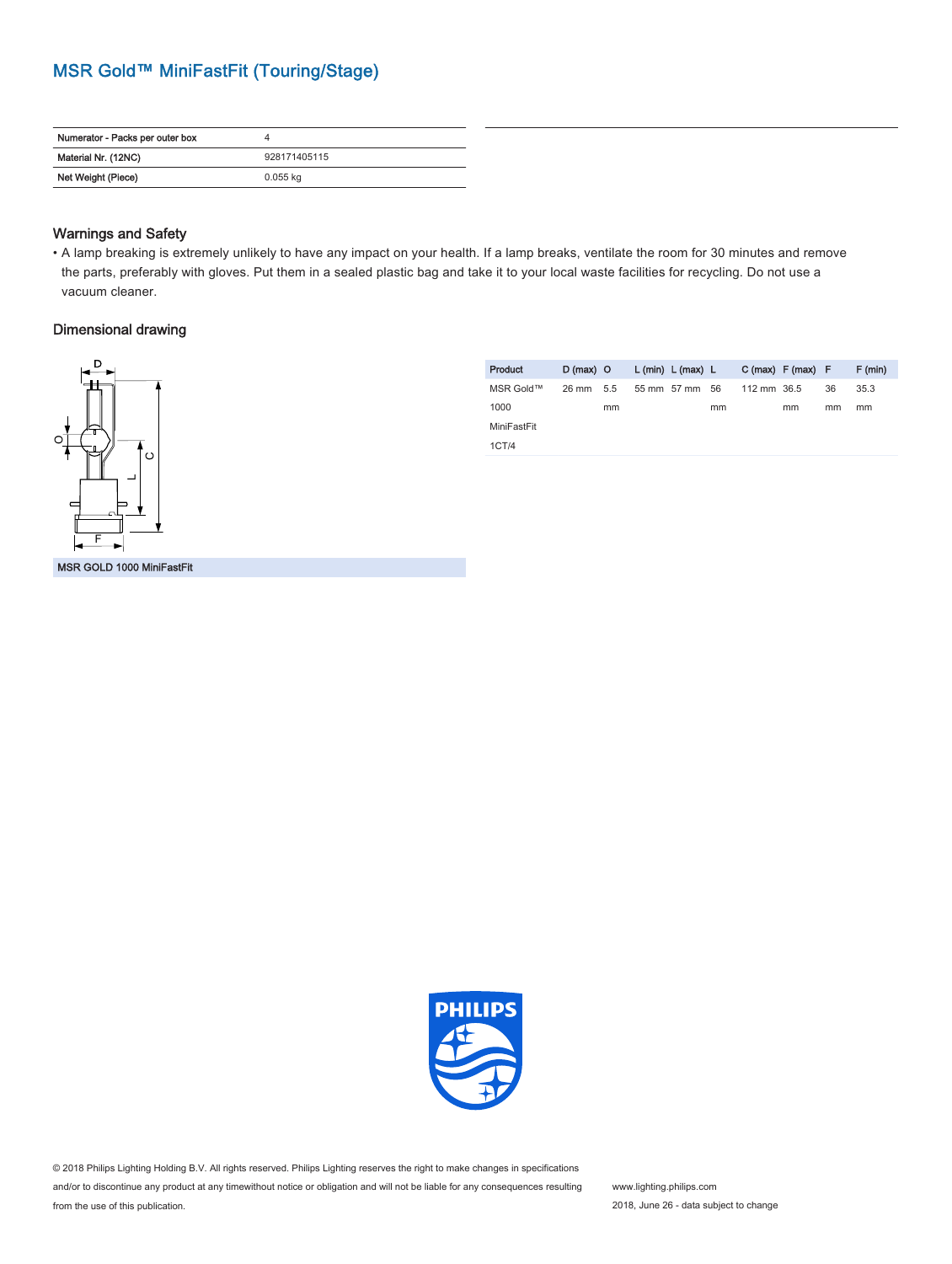## MSR Gold™ MiniFastFit (Touring/Stage)

| | |
|---|---|
| Numerator - Packs per outer box | 4 |
| Material Nr. (12NC) | 928171405115 |
| Net Weight (Piece) | 0.055 kg |

### Warnings and Safety

- A lamp breaking is extremely unlikely to have any impact on your health. If a lamp breaks, ventilate the room for 30 minutes and remove the parts, preferably with gloves. Put them in a sealed plastic bag and take it to your local waste facilities for recycling. Do not use a vacuum cleaner.

### Dimensional drawing

D

O

C

L

F

MSR GOLD 1000 MiniFastFit

| Product | D (max) | O | L (min) | L (max) | L | C (max) | F (max) | F | F (min) |
|---|---|---|---|---|---|---|---|---|---|
| MSR Gold™ 1000 MiniFastFit 1CT/4 | 26 mm | 5.5 mm | 55 mm | 57 mm | 56 mm | 112 mm | 36.5 mm | 36 mm | 35.3 mm |

© 2018 Philips Lighting Holding B.V. All rights reserved. Philips Lighting reserves the right to make changes in specifications and/or to discontinue any product at any timewithout notice or obligation and will not be liable for any consequences resulting from the use of this publication.

www.lighting.philips.com

2018, June 26 - data subject to change